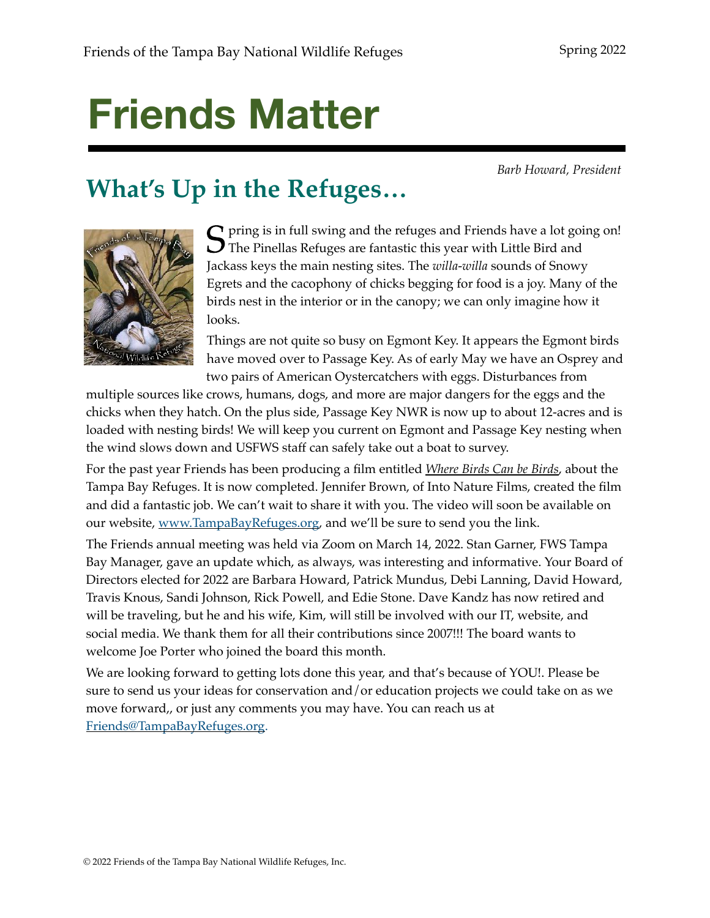# Friends Matter

*Barb Howard, President*

## What's Up in the Refuges…

Spring is in full swing and the refuges and Friends have a lot going on! The Pinellas Refuges are fantastic this year with Little Bird and Jackass keys the main nesting sites. The *willa-willa* sounds of Snowy Egrets and the cacophony of chicks begging for food is a joy. Many of the birds nest in the interior or in the canopy; we can only imagine how it looks.

Things are not quite so busy on Egmont Key. It appears the Egmont birds have moved over to Passage Key. As of early May we have an Osprey and two pairs of American Oystercatchers with eggs. Disturbances from multiple sources like crows, humans, dogs, and more are major dangers for the eggs and the chicks when they hatch. On the plus side, Passage Key NWR is now up to about 12-acres and is loaded with nesting birds! We will keep you current on Egmont and Passage Key nesting when the wind slows down and USFWS staff can safely take out a boat to survey.

For the past year Friends has been producing a film entitled *Where Birds Can be Birds*, about the Tampa Bay Refuges. It is now completed. Jennifer Brown, of Into Nature Films, created the film and did a fantastic job. We can't wait to share it with you. The video will soon be available on our website, www.TampaBayRefuges.org, and we'll be sure to send you the link.

The Friends annual meeting was held via Zoom on March 14, 2022. Stan Garner, FWS Tampa Bay Manager, gave an update which, as always, was interesting and informative. Your Board of Directors elected for 2022 are Barbara Howard, Patrick Mundus, Debi Lanning, David Howard, Travis Knous, Sandi Johnson, Rick Powell, and Edie Stone. Dave Kandz has now retired and will be traveling, but he and his wife, Kim, will still be involved with our IT, website, and social media. We thank them for all their contributions since 2007!!! The board wants to welcome Joe Porter who joined the board this month.

We are looking forward to getting lots done this year, and that's because of YOU!. Please be sure to send us your ideas for conservation and/or education projects we could take on as we move forward,, or just any comments you may have. You can reach us at Friends@TampaBayRefuges.org.

© 2022 Friends of the Tampa Bay National Wildlife Refuges, Inc.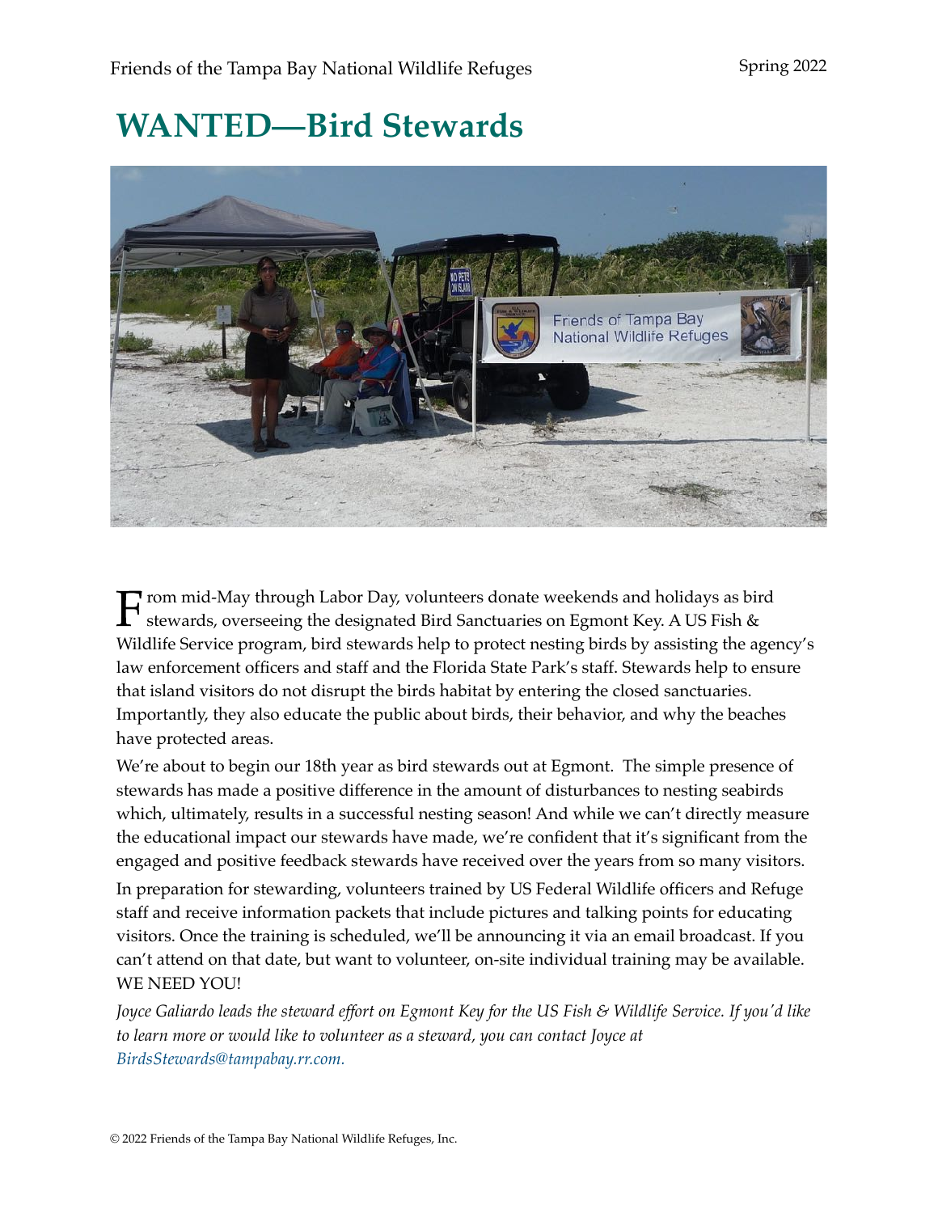# WANTED—Bird Stewards

From mid-May through Labor Day, volunteers donate weekends and holidays as bird stewards, overseeing the designated Bird Sanctuaries on Egmont Key. A US Fish & Wildlife Service program, bird stewards help to protect nesting birds by assisting the agency's law enforcement officers and staff and the Florida State Park's staff. Stewards help to ensure that island visitors do not disrupt the birds habitat by entering the closed sanctuaries. Importantly, they also educate the public about birds, their behavior, and why the beaches have protected areas.

We're about to begin our 18th year as bird stewards out at Egmont. The simple presence of stewards has made a positive difference in the amount of disturbances to nesting seabirds which, ultimately, results in a successful nesting season! And while we can't directly measure the educational impact our stewards have made, we're confident that it's significant from the engaged and positive feedback stewards have received over the years from so many visitors.

In preparation for stewarding, volunteers trained by US Federal Wildlife officers and Refuge staff and receive information packets that include pictures and talking points for educating visitors. Once the training is scheduled, we'll be announcing it via an email broadcast. If you can't attend on that date, but want to volunteer, on-site individual training may be available. WE NEED YOU!

*Joyce Galiardo leads the steward effort on Egmont Key for the US Fish & Wildlife Service. If you'd like to learn more or would like to volunteer as a steward, you can contact Joyce at BirdsStewards@tampabay.rr.com.*

© 2022 Friends of the Tampa Bay National Wildlife Refuges, Inc.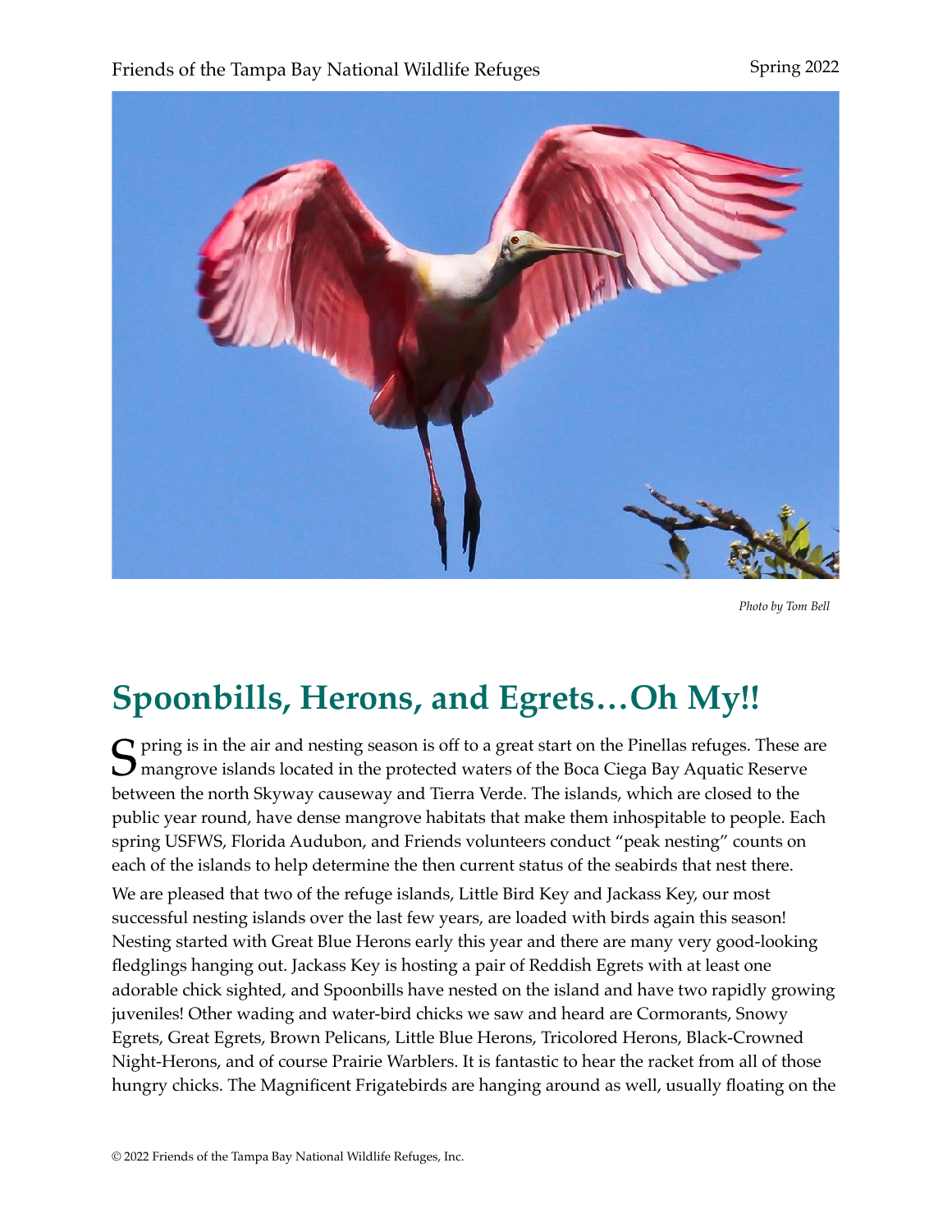*Photo by Tom Bell*

# Spoonbills, Herons, and Egrets…Oh My!!

Spring is in the air and nesting season is off to a great start on the Pinellas refuges. These are mangrove islands located in the protected waters of the Boca Ciega Bay Aquatic Reserve between the north Skyway causeway and Tierra Verde. The islands, which are closed to the public year round, have dense mangrove habitats that make them inhospitable to people. Each spring USFWS, Florida Audubon, and Friends volunteers conduct "peak nesting" counts on each of the islands to help determine the then current status of the seabirds that nest there.

We are pleased that two of the refuge islands, Little Bird Key and Jackass Key, our most successful nesting islands over the last few years, are loaded with birds again this season! Nesting started with Great Blue Herons early this year and there are many very good-looking fledglings hanging out. Jackass Key is hosting a pair of Reddish Egrets with at least one adorable chick sighted, and Spoonbills have nested on the island and have two rapidly growing juveniles! Other wading and water-bird chicks we saw and heard are Cormorants, Snowy Egrets, Great Egrets, Brown Pelicans, Little Blue Herons, Tricolored Herons, Black-Crowned Night-Herons, and of course Prairie Warblers. It is fantastic to hear the racket from all of those hungry chicks. The Magnificent Frigatebirds are hanging around as well, usually floating on the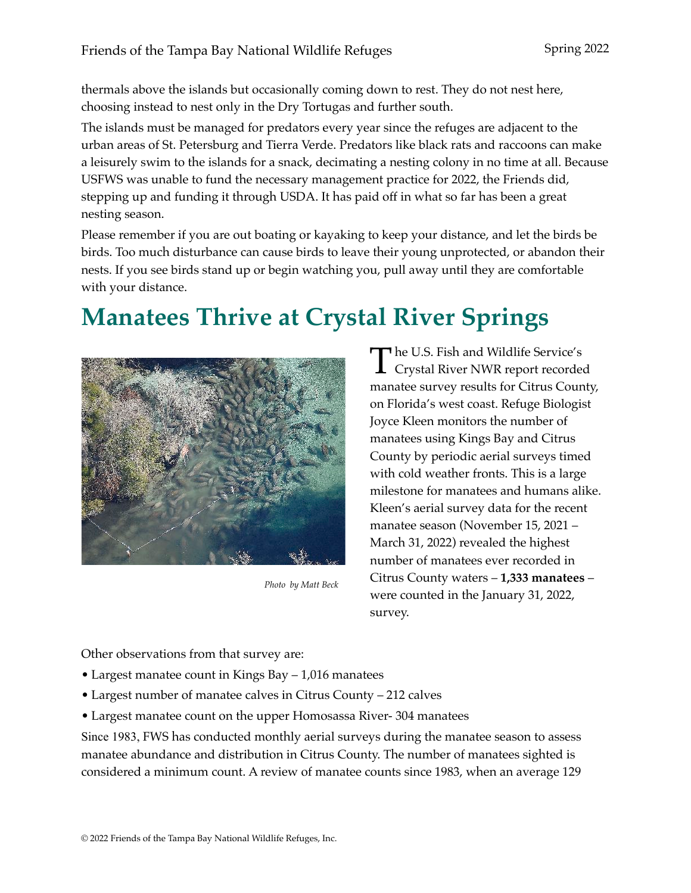thermals above the islands but occasionally coming down to rest. They do not nest here, choosing instead to nest only in the Dry Tortugas and further south.

The islands must be managed for predators every year since the refuges are adjacent to the urban areas of St. Petersburg and Tierra Verde. Predators like black rats and raccoons can make a leisurely swim to the islands for a snack, decimating a nesting colony in no time at all. Because USFWS was unable to fund the necessary management practice for 2022, the Friends did, stepping up and funding it through USDA. It has paid off in what so far has been a great nesting season.

Please remember if you are out boating or kayaking to keep your distance, and let the birds be birds. Too much disturbance can cause birds to leave their young unprotected, or abandon their nests. If you see birds stand up or begin watching you, pull away until they are comfortable with your distance.

# Manatees Thrive at Crystal River Springs

*Photo by Matt Beck*

The U.S. Fish and Wildlife Service's Crystal River NWR report recorded manatee survey results for Citrus County, on Florida's west coast. Refuge Biologist Joyce Kleen monitors the number of manatees using Kings Bay and Citrus County by periodic aerial surveys timed with cold weather fronts. This is a large milestone for manatees and humans alike. Kleen's aerial survey data for the recent manatee season (November 15, 2021 – March 31, 2022) revealed the highest number of manatees ever recorded in Citrus County waters – **1,333 manatees** – were counted in the January 31, 2022, survey.

Other observations from that survey are:

- Largest manatee count in Kings Bay – 1,016 manatees
- Largest number of manatee calves in Citrus County – 212 calves
- Largest manatee count on the upper Homosassa River- 304 manatees

Since 1983, FWS has conducted monthly aerial surveys during the manatee season to assess manatee abundance and distribution in Citrus County. The number of manatees sighted is considered a minimum count. A review of manatee counts since 1983, when an average 129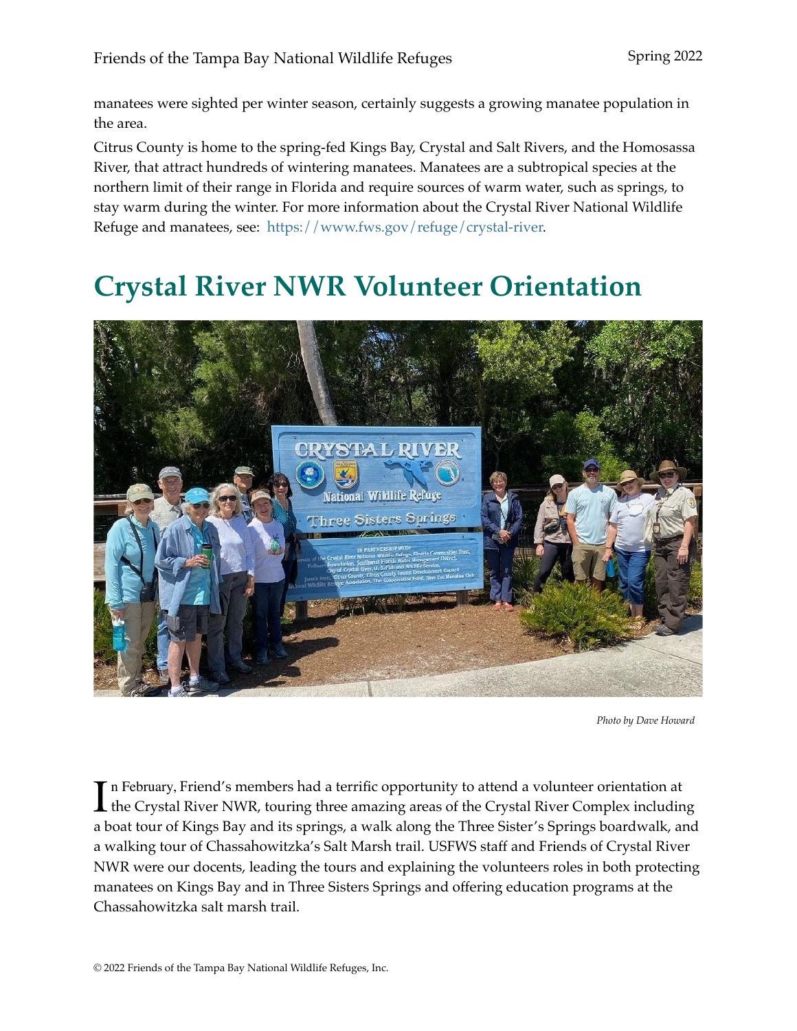manatees were sighted per winter season, certainly suggests a growing manatee population in the area.

Citrus County is home to the spring-fed Kings Bay, Crystal and Salt Rivers, and the Homosassa River, that attract hundreds of wintering manatees. Manatees are a subtropical species at the northern limit of their range in Florida and require sources of warm water, such as springs, to stay warm during the winter. For more information about the Crystal River National Wildlife Refuge and manatees, see: https://www.fws.gov/refuge/crystal-river.

# Crystal River NWR Volunteer Orientation

*Photo by Dave Howard*

In February, Friend's members had a terrific opportunity to attend a volunteer orientation at the Crystal River NWR, touring three amazing areas of the Crystal River Complex including a boat tour of Kings Bay and its springs, a walk along the Three Sister's Springs boardwalk, and a walking tour of Chassahowitzka's Salt Marsh trail. USFWS staff and Friends of Crystal River NWR were our docents, leading the tours and explaining the volunteers roles in both protecting manatees on Kings Bay and in Three Sisters Springs and offering education programs at the Chassahowitzka salt marsh trail.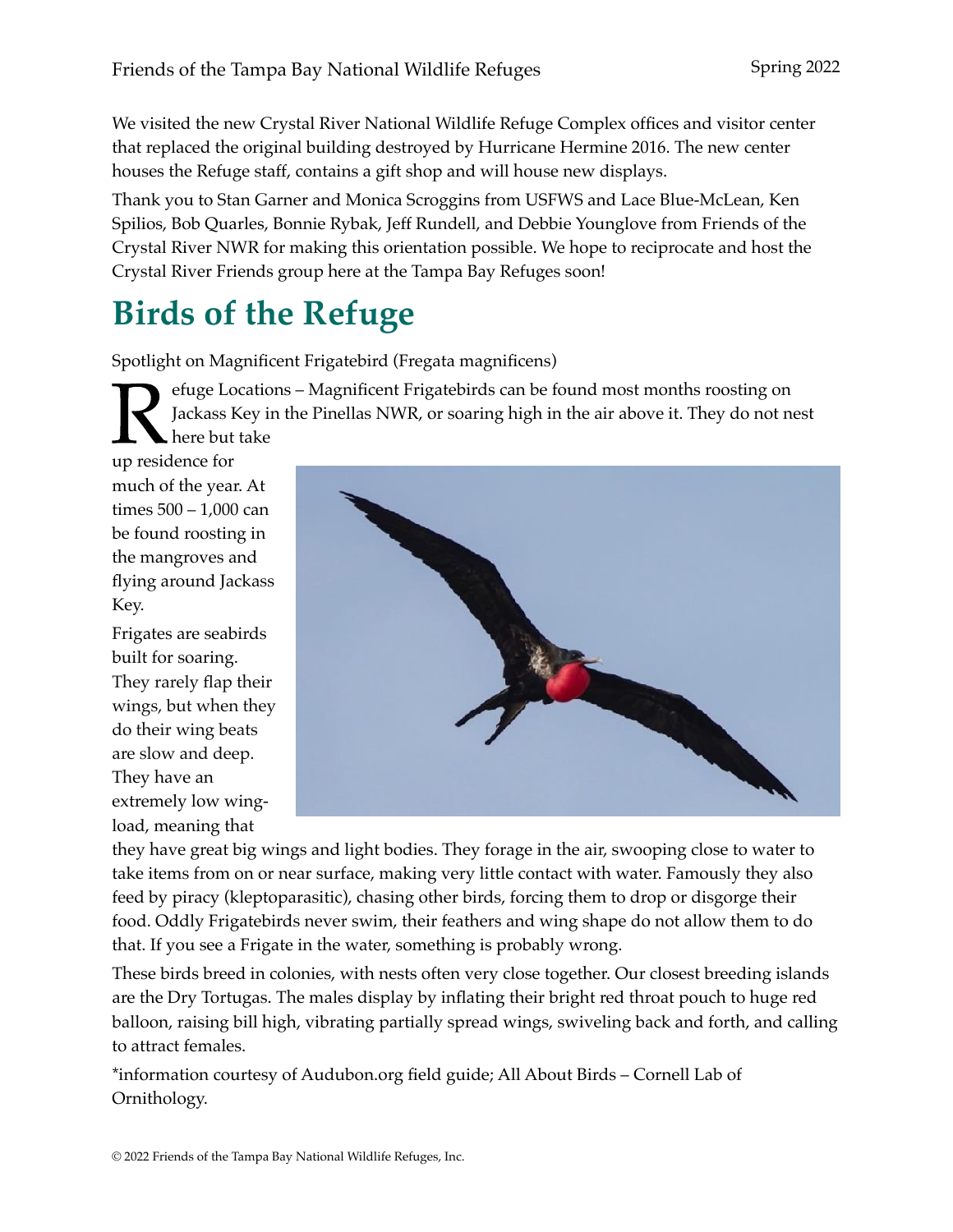We visited the new Crystal River National Wildlife Refuge Complex offices and visitor center that replaced the original building destroyed by Hurricane Hermine 2016. The new center houses the Refuge staff, contains a gift shop and will house new displays.

Thank you to Stan Garner and Monica Scroggins from USFWS and Lace Blue-McLean, Ken Spilios, Bob Quarles, Bonnie Rybak, Jeff Rundell, and Debbie Younglove from Friends of the Crystal River NWR for making this orientation possible. We hope to reciprocate and host the Crystal River Friends group here at the Tampa Bay Refuges soon!

# Birds of the Refuge

Spotlight on Magnificent Frigatebird (Fregata magnificens)

Refuge Locations – Magnificent Frigatebirds can be found most months roosting on Jackass Key in the Pinellas NWR, or soaring high in the air above it. They do not nest here but take up residence for much of the year. At times 500 – 1,000 can be found roosting in the mangroves and flying around Jackass Key.

Frigates are seabirds built for soaring. They rarely flap their wings, but when they do their wing beats are slow and deep. They have an extremely low wing-load, meaning that they have great big wings and light bodies. They forage in the air, swooping close to water to take items from on or near surface, making very little contact with water. Famously they also feed by piracy (kleptoparasitic), chasing other birds, forcing them to drop or disgorge their food. Oddly Frigatebirds never swim, their feathers and wing shape do not allow them to do that. If you see a Frigate in the water, something is probably wrong.

These birds breed in colonies, with nests often very close together. Our closest breeding islands are the Dry Tortugas. The males display by inflating their bright red throat pouch to huge red balloon, raising bill high, vibrating partially spread wings, swiveling back and forth, and calling to attract females.

*information courtesy of Audubon.org field guide; All About Birds – Cornell Lab of Ornithology.

© 2022 Friends of the Tampa Bay National Wildlife Refuges, Inc.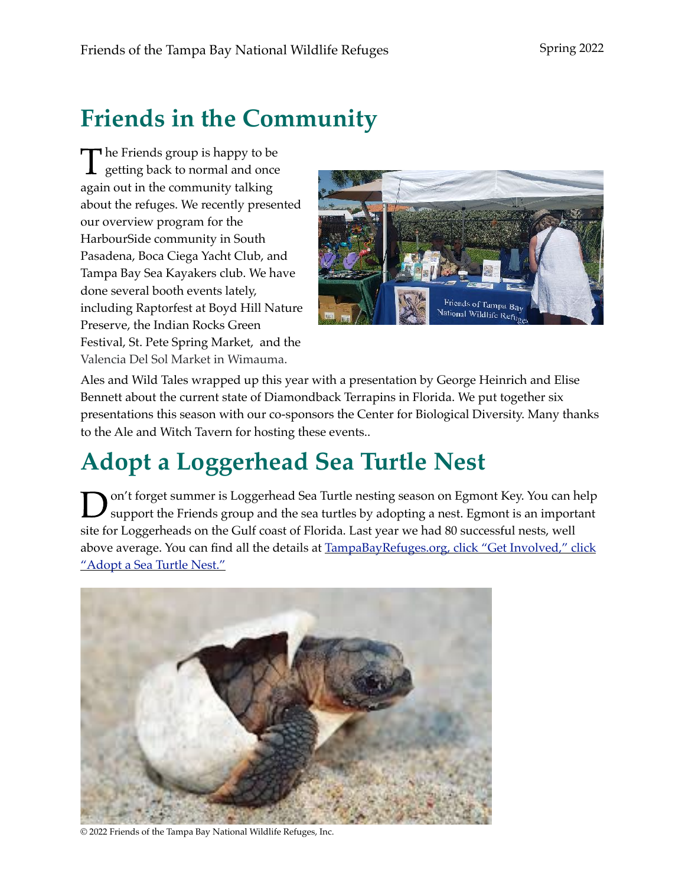## Friends in the Community

The Friends group is happy to be getting back to normal and once again out in the community talking about the refuges. We recently presented our overview program for the HarbourSide community in South Pasadena, Boca Ciega Yacht Club, and Tampa Bay Sea Kayakers club. We have done several booth events lately, including Raptorfest at Boyd Hill Nature Preserve, the Indian Rocks Green Festival, St. Pete Spring Market, and the Valencia Del Sol Market in Wimauma.

Ales and Wild Tales wrapped up this year with a presentation by George Heinrich and Elise Bennett about the current state of Diamondback Terrapins in Florida. We put together six presentations this season with our co-sponsors the Center for Biological Diversity. Many thanks to the Ale and Witch Tavern for hosting these events..

## Adopt a Loggerhead Sea Turtle Nest

Don't forget summer is Loggerhead Sea Turtle nesting season on Egmont Key. You can help support the Friends group and the sea turtles by adopting a nest. Egmont is an important site for Loggerheads on the Gulf coast of Florida. Last year we had 80 successful nests, well above average. You can find all the details at [TampaBayRefuges.org, click "Get Involved," click "Adopt a Sea Turtle Nest."](http://TampaBayRefuges.org)

© 2022 Friends of the Tampa Bay National Wildlife Refuges, Inc.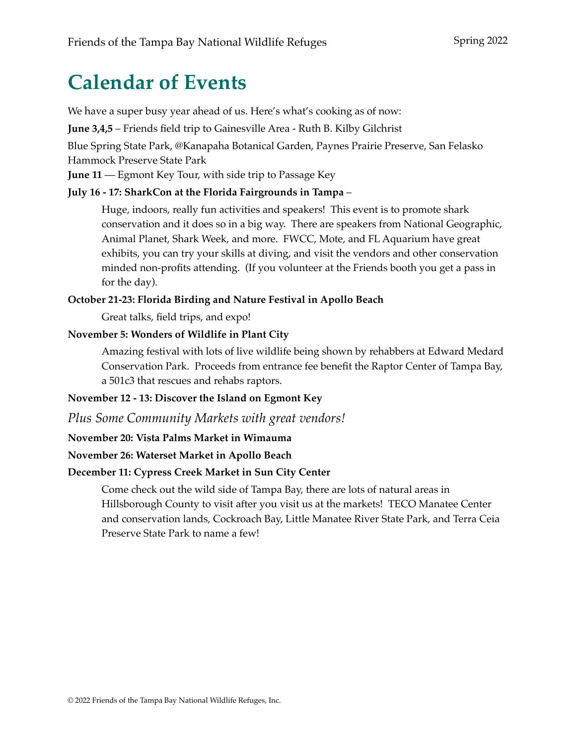# Calendar of Events

We have a super busy year ahead of us. Here's what's cooking as of now:

**June 3,4,5** – Friends field trip to Gainesville Area - Ruth B. Kilby Gilchrist

Blue Spring State Park, @Kanapaha Botanical Garden, Paynes Prairie Preserve, San Felasko Hammock Preserve State Park

**June 11** — Egmont Key Tour, with side trip to Passage Key

**July 16 - 17: SharkCon at the Florida Fairgrounds in Tampa** –

> Huge, indoors, really fun activities and speakers! This event is to promote shark conservation and it does so in a big way. There are speakers from National Geographic, Animal Planet, Shark Week, and more. FWCC, Mote, and FL Aquarium have great exhibits, you can try your skills at diving, and visit the vendors and other conservation minded non-profits attending. (If you volunteer at the Friends booth you get a pass in for the day).

**October 21-23: Florida Birding and Nature Festival in Apollo Beach**

> Great talks, field trips, and expo!

**November 5: Wonders of Wildlife in Plant City**

> Amazing festival with lots of live wildlife being shown by rehabbers at Edward Medard Conservation Park. Proceeds from entrance fee benefit the Raptor Center of Tampa Bay, a 501c3 that rescues and rehabs raptors.

**November 12 - 13: Discover the Island on Egmont Key**

*Plus Some Community Markets with great vendors!*

**November 20: Vista Palms Market in Wimauma**

**November 26: Waterset Market in Apollo Beach**

**December 11: Cypress Creek Market in Sun City Center**

> Come check out the wild side of Tampa Bay, there are lots of natural areas in Hillsborough County to visit after you visit us at the markets! TECO Manatee Center and conservation lands, Cockroach Bay, Little Manatee River State Park, and Terra Ceia Preserve State Park to name a few!